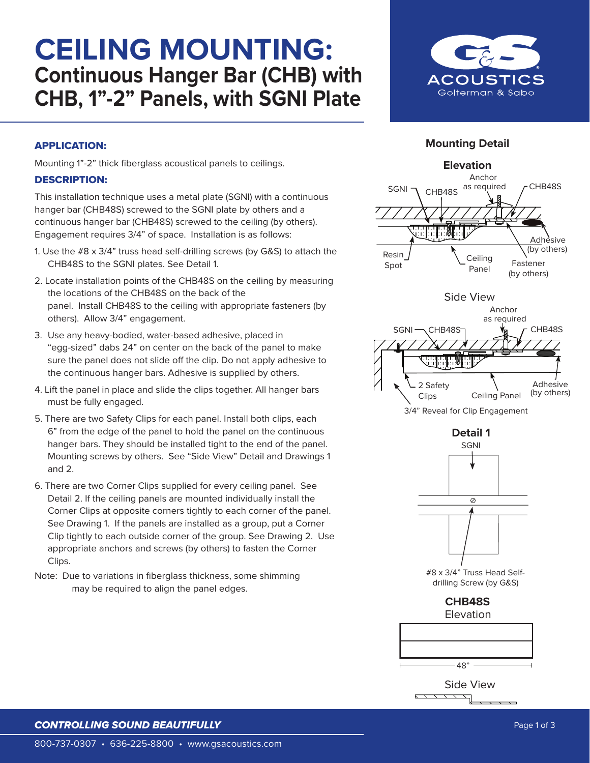# CEILING MOUNTING:
## Continuous Hanger Bar (CHB) with CHB, 1"-2" Panels, with SGNI Plate

G&S ACOUSTICS
Golterman & Sabo

### APPLICATION:

Mounting 1"-2" thick fiberglass acoustical panels to ceilings.

### DESCRIPTION:

This installation technique uses a metal plate (SGNI) with a continuous hanger bar (CHB48S) screwed to the SGNI plate by others and a continuous hanger bar (CHB48S) screwed to the ceiling (by others). Engagement requires 3/4" of space. Installation is as follows:

1. Use the #8 x 3/4" truss head self-drilling screws (by G&S) to attach the CHB48S to the SGNI plates. See Detail 1.
2. Locate installation points of the CHB48S on the ceiling by measuring the locations of the CHB48S on the back of the panel. Install CHB48S to the ceiling with appropriate fasteners (by others). Allow 3/4" engagement.
3. Use any heavy-bodied, water-based adhesive, placed in "egg-sized" dabs 24" on center on the back of the panel to make sure the panel does not slide off the clip. Do not apply adhesive to the continuous hanger bars. Adhesive is supplied by others.
4. Lift the panel in place and slide the clips together. All hanger bars must be fully engaged.
5. There are two Safety Clips for each panel. Install both clips, each 6" from the edge of the panel to hold the panel on the continuous hanger bars. They should be installed tight to the end of the panel. Mounting screws by others. See "Side View" Detail and Drawings 1 and 2.
6. There are two Corner Clips supplied for every ceiling panel. See Detail 2. If the ceiling panels are mounted individually install the Corner Clips at opposite corners tightly to each corner of the panel. See Drawing 1. If the panels are installed as a group, put a Corner Clip tightly to each outside corner of the group. See Drawing 2. Use appropriate anchors and screws (by others) to fasten the Corner Clips.

Note: Due to variations in fiberglass thickness, some shimming may be required to align the panel edges.

### Mounting Detail

**Elevation**

SGNI, CHB48S, Anchor as required, CHB48S, Adhesive (by others), Resin Spot, Ceiling Panel, Fastener (by others)

Side View

SGNI, CHB48S, Anchor as required, CHB48S, 2 Safety Clips, Ceiling Panel, Adhesive (by others)

3/4" Reveal for Clip Engagement

**Detail 1**

SGNI

#8 x 3/4" Truss Head Self-drilling Screw (by G&S)

**CHB48S**
Elevation

48"

Side View

*CONTROLLING SOUND BEAUTIFULLY*

800-737-0307 • 636-225-8800 • www.gsacoustics.com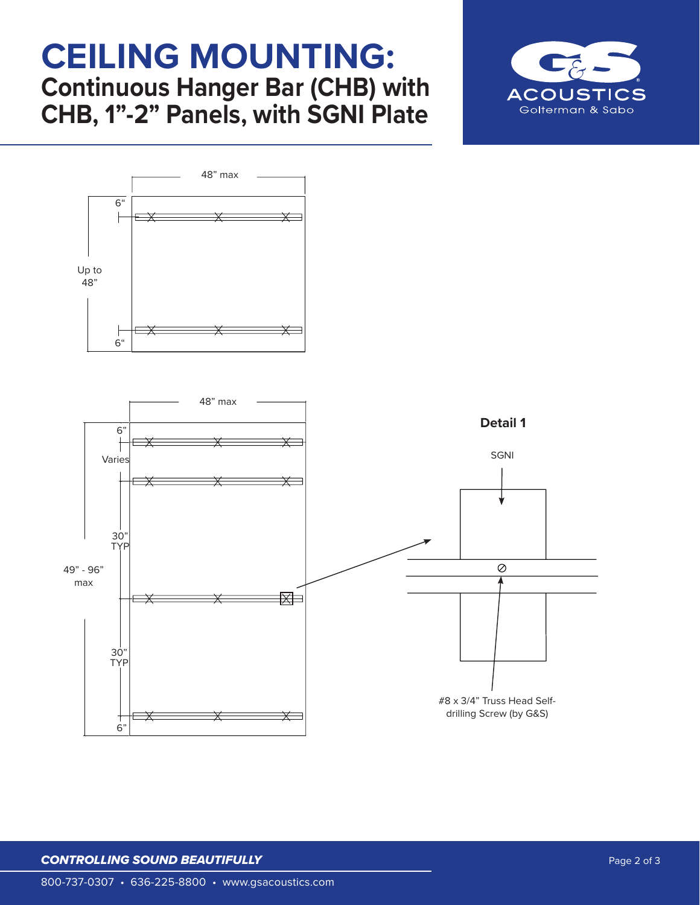# CEILING MOUNTING:

## Continuous Hanger Bar (CHB) with CHB, 1"-2" Panels, with SGNI Plate

48" max

6"

Up to 48"

6"

48" max

6"

Varies

30" TYP

49" - 96" max

30" TYP

6"

**Detail 1**

SGNI

#8 x 3/4" Truss Head Self-drilling Screw (by G&S)

***CONTROLLING SOUND BEAUTIFULLY***

800-737-0307 • 636-225-8800 • www.gsacoustics.com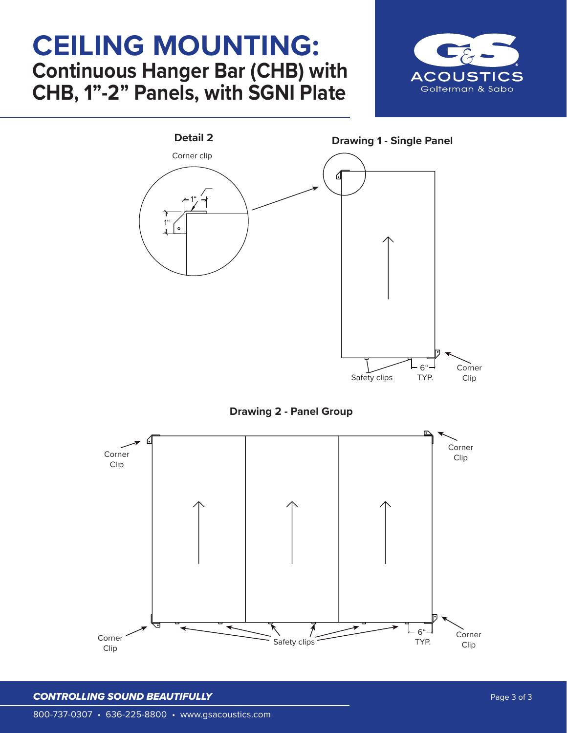# CEILING MOUNTING:

## Continuous Hanger Bar (CHB) with CHB, 1”-2” Panels, with SGNI Plate

### Detail 2

Corner clip

1“

1“

### Drawing 1 - Single Panel

Safety clips

6“ TYP.

Corner Clip

### Drawing 2 - Panel Group

Corner Clip

Corner Clip

Corner Clip

Safety clips

6“ TYP.

Corner Clip

*CONTROLLING SOUND BEAUTIFULLY*

800-737-0307 • 636-225-8800 • www.gsacoustics.com